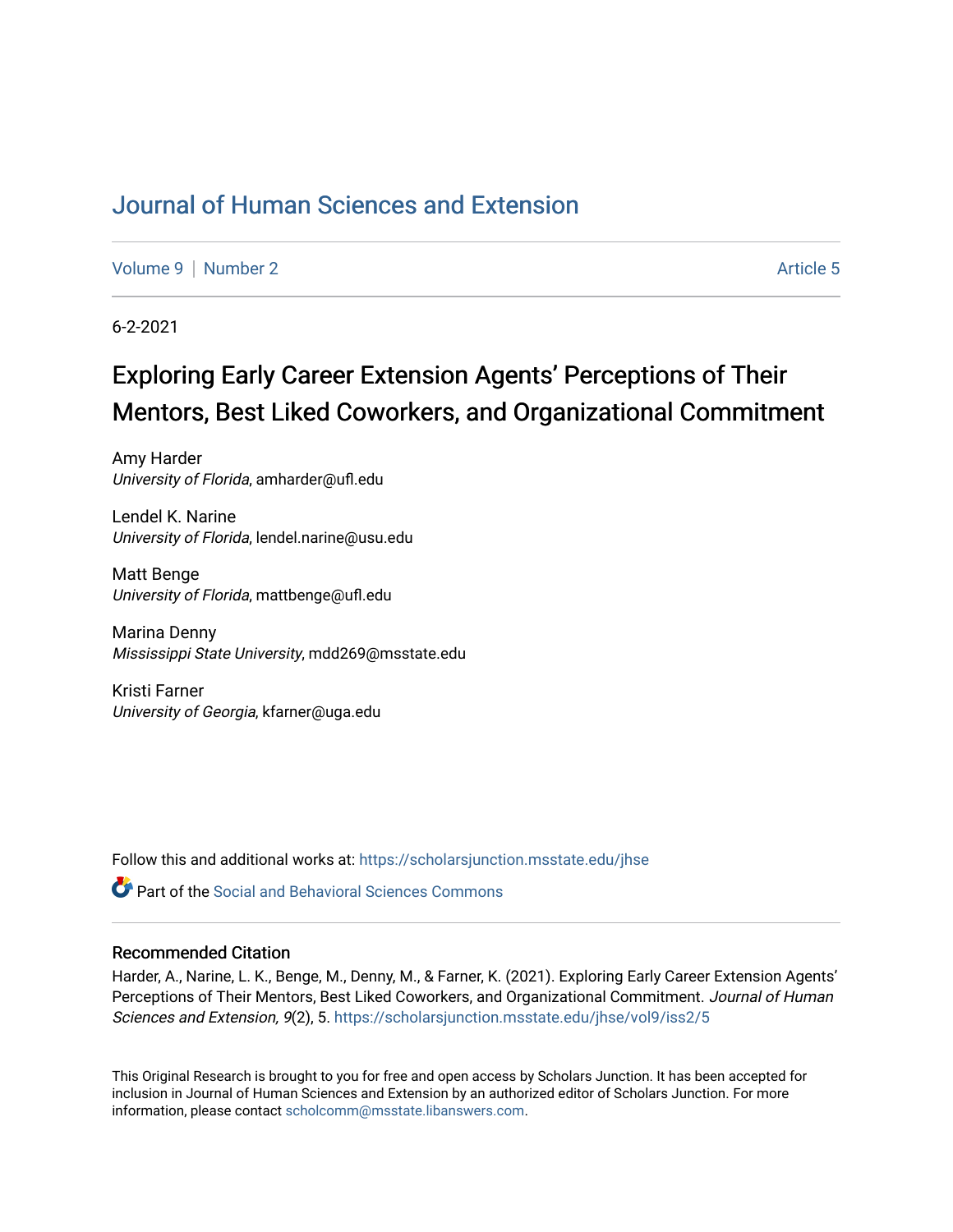# Journal of Human Sciences and Extension

Volume 9 | Number 2 Article 5

6-2-2021

## Exploring Early Career Extension Agents' Perceptions of Their Mentors, Best Liked Coworkers, and Organizational Commitment

Amy Harder
*University of Florida*, amharder@ufl.edu

Lendel K. Narine
*University of Florida*, lendel.narine@usu.edu

Matt Benge
*University of Florida*, mattbenge@ufl.edu

Marina Denny
*Mississippi State University*, mdd269@msstate.edu

Kristi Farner
*University of Georgia*, kfarner@uga.edu

Follow this and additional works at: https://scholarsjunction.msstate.edu/jhse

Part of the Social and Behavioral Sciences Commons

### Recommended Citation

Harder, A., Narine, L. K., Benge, M., Denny, M., & Farner, K. (2021). Exploring Early Career Extension Agents' Perceptions of Their Mentors, Best Liked Coworkers, and Organizational Commitment. *Journal of Human Sciences and Extension, 9*(2), 5. https://scholarsjunction.msstate.edu/jhse/vol9/iss2/5

This Original Research is brought to you for free and open access by Scholars Junction. It has been accepted for inclusion in Journal of Human Sciences and Extension by an authorized editor of Scholars Junction. For more information, please contact scholcomm@msstate.libanswers.com.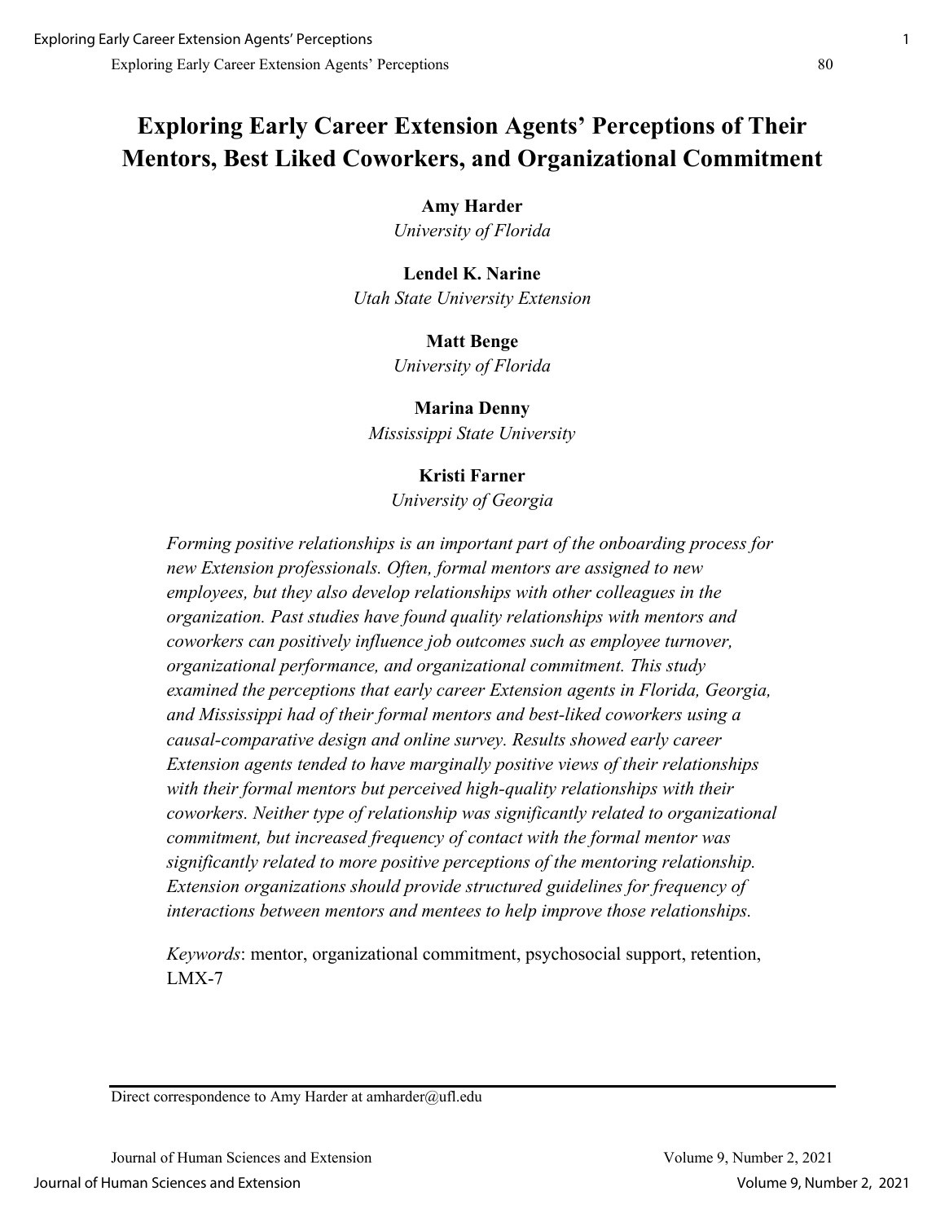# Exploring Early Career Extension Agents' Perceptions of Their Mentors, Best Liked Coworkers, and Organizational Commitment

**Amy Harder**
*University of Florida*

**Lendel K. Narine**
*Utah State University Extension*

**Matt Benge**
*University of Florida*

**Marina Denny**
*Mississippi State University*

**Kristi Farner**
*University of Georgia*

*Forming positive relationships is an important part of the onboarding process for new Extension professionals. Often, formal mentors are assigned to new employees, but they also develop relationships with other colleagues in the organization. Past studies have found quality relationships with mentors and coworkers can positively influence job outcomes such as employee turnover, organizational performance, and organizational commitment. This study examined the perceptions that early career Extension agents in Florida, Georgia, and Mississippi had of their formal mentors and best-liked coworkers using a causal-comparative design and online survey. Results showed early career Extension agents tended to have marginally positive views of their relationships with their formal mentors but perceived high-quality relationships with their coworkers. Neither type of relationship was significantly related to organizational commitment, but increased frequency of contact with the formal mentor was significantly related to more positive perceptions of the mentoring relationship. Extension organizations should provide structured guidelines for frequency of interactions between mentors and mentees to help improve those relationships.*

*Keywords*: mentor, organizational commitment, psychosocial support, retention, LMX-7

---

Direct correspondence to Amy Harder at amharder@ufl.edu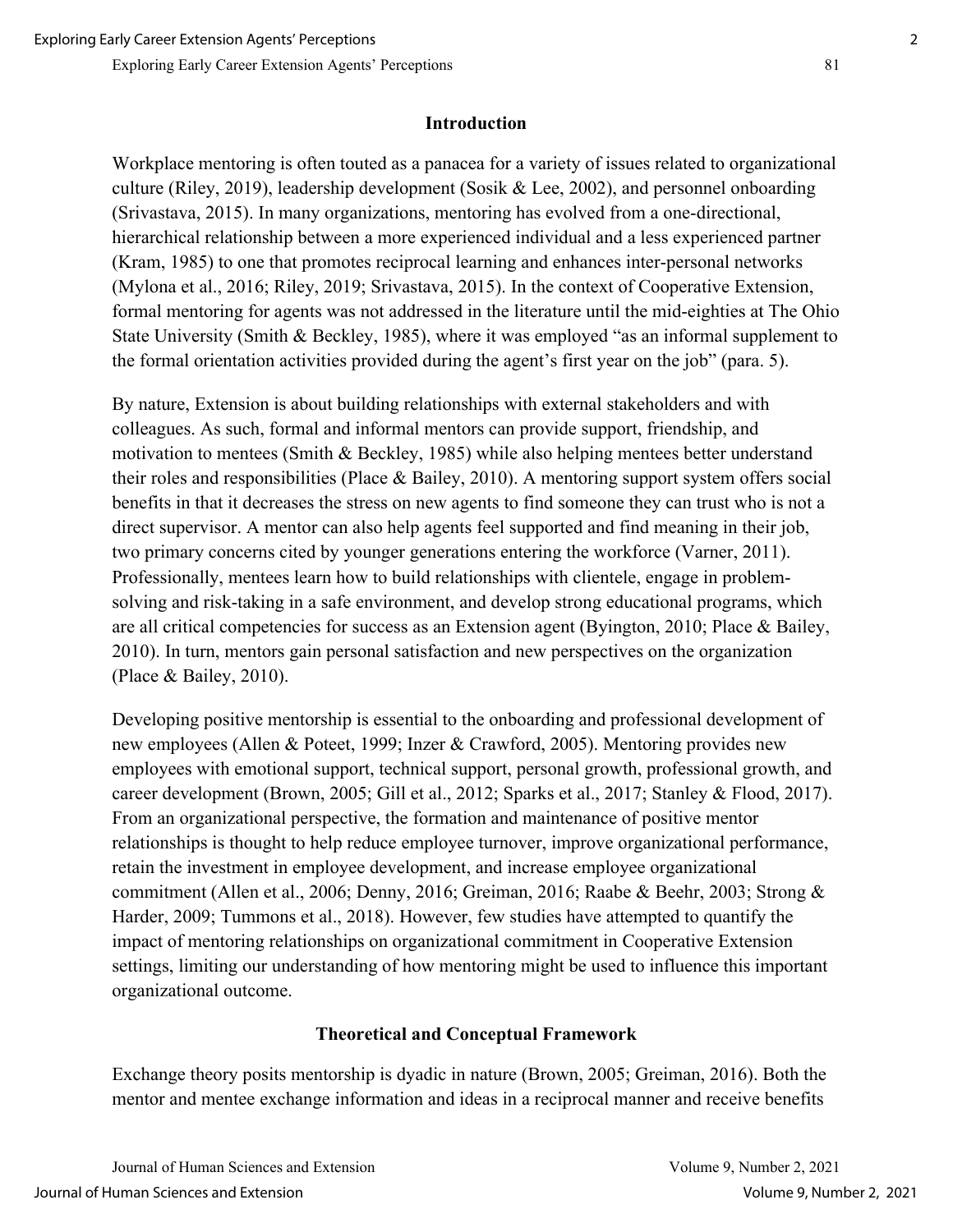## Introduction

Workplace mentoring is often touted as a panacea for a variety of issues related to organizational culture (Riley, 2019), leadership development (Sosik & Lee, 2002), and personnel onboarding (Srivastava, 2015). In many organizations, mentoring has evolved from a one-directional, hierarchical relationship between a more experienced individual and a less experienced partner (Kram, 1985) to one that promotes reciprocal learning and enhances inter-personal networks (Mylona et al., 2016; Riley, 2019; Srivastava, 2015). In the context of Cooperative Extension, formal mentoring for agents was not addressed in the literature until the mid-eighties at The Ohio State University (Smith & Beckley, 1985), where it was employed "as an informal supplement to the formal orientation activities provided during the agent's first year on the job" (para. 5).

By nature, Extension is about building relationships with external stakeholders and with colleagues. As such, formal and informal mentors can provide support, friendship, and motivation to mentees (Smith & Beckley, 1985) while also helping mentees better understand their roles and responsibilities (Place & Bailey, 2010). A mentoring support system offers social benefits in that it decreases the stress on new agents to find someone they can trust who is not a direct supervisor. A mentor can also help agents feel supported and find meaning in their job, two primary concerns cited by younger generations entering the workforce (Varner, 2011). Professionally, mentees learn how to build relationships with clientele, engage in problem-solving and risk-taking in a safe environment, and develop strong educational programs, which are all critical competencies for success as an Extension agent (Byington, 2010; Place & Bailey, 2010). In turn, mentors gain personal satisfaction and new perspectives on the organization (Place & Bailey, 2010).

Developing positive mentorship is essential to the onboarding and professional development of new employees (Allen & Poteet, 1999; Inzer & Crawford, 2005). Mentoring provides new employees with emotional support, technical support, personal growth, professional growth, and career development (Brown, 2005; Gill et al., 2012; Sparks et al., 2017; Stanley & Flood, 2017). From an organizational perspective, the formation and maintenance of positive mentor relationships is thought to help reduce employee turnover, improve organizational performance, retain the investment in employee development, and increase employee organizational commitment (Allen et al., 2006; Denny, 2016; Greiman, 2016; Raabe & Beehr, 2003; Strong & Harder, 2009; Tummons et al., 2018). However, few studies have attempted to quantify the impact of mentoring relationships on organizational commitment in Cooperative Extension settings, limiting our understanding of how mentoring might be used to influence this important organizational outcome.

## Theoretical and Conceptual Framework

Exchange theory posits mentorship is dyadic in nature (Brown, 2005; Greiman, 2016). Both the mentor and mentee exchange information and ideas in a reciprocal manner and receive benefits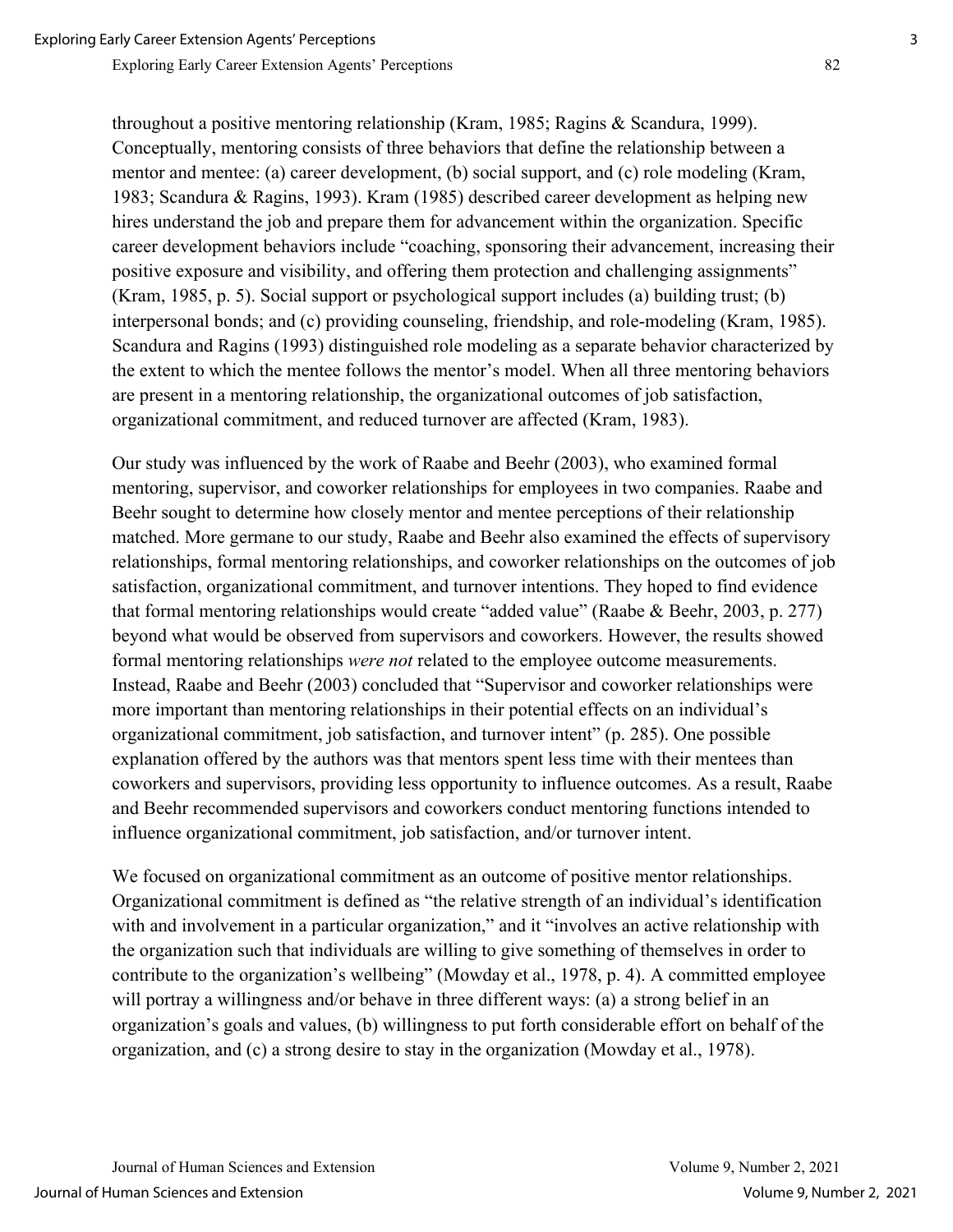throughout a positive mentoring relationship (Kram, 1985; Ragins & Scandura, 1999). Conceptually, mentoring consists of three behaviors that define the relationship between a mentor and mentee: (a) career development, (b) social support, and (c) role modeling (Kram, 1983; Scandura & Ragins, 1993). Kram (1985) described career development as helping new hires understand the job and prepare them for advancement within the organization. Specific career development behaviors include "coaching, sponsoring their advancement, increasing their positive exposure and visibility, and offering them protection and challenging assignments" (Kram, 1985, p. 5). Social support or psychological support includes (a) building trust; (b) interpersonal bonds; and (c) providing counseling, friendship, and role-modeling (Kram, 1985). Scandura and Ragins (1993) distinguished role modeling as a separate behavior characterized by the extent to which the mentee follows the mentor's model. When all three mentoring behaviors are present in a mentoring relationship, the organizational outcomes of job satisfaction, organizational commitment, and reduced turnover are affected (Kram, 1983).

Our study was influenced by the work of Raabe and Beehr (2003), who examined formal mentoring, supervisor, and coworker relationships for employees in two companies. Raabe and Beehr sought to determine how closely mentor and mentee perceptions of their relationship matched. More germane to our study, Raabe and Beehr also examined the effects of supervisory relationships, formal mentoring relationships, and coworker relationships on the outcomes of job satisfaction, organizational commitment, and turnover intentions. They hoped to find evidence that formal mentoring relationships would create "added value" (Raabe & Beehr, 2003, p. 277) beyond what would be observed from supervisors and coworkers. However, the results showed formal mentoring relationships *were not* related to the employee outcome measurements. Instead, Raabe and Beehr (2003) concluded that "Supervisor and coworker relationships were more important than mentoring relationships in their potential effects on an individual's organizational commitment, job satisfaction, and turnover intent" (p. 285). One possible explanation offered by the authors was that mentors spent less time with their mentees than coworkers and supervisors, providing less opportunity to influence outcomes. As a result, Raabe and Beehr recommended supervisors and coworkers conduct mentoring functions intended to influence organizational commitment, job satisfaction, and/or turnover intent.

We focused on organizational commitment as an outcome of positive mentor relationships. Organizational commitment is defined as "the relative strength of an individual's identification with and involvement in a particular organization," and it "involves an active relationship with the organization such that individuals are willing to give something of themselves in order to contribute to the organization's wellbeing" (Mowday et al., 1978, p. 4). A committed employee will portray a willingness and/or behave in three different ways: (a) a strong belief in an organization's goals and values, (b) willingness to put forth considerable effort on behalf of the organization, and (c) a strong desire to stay in the organization (Mowday et al., 1978).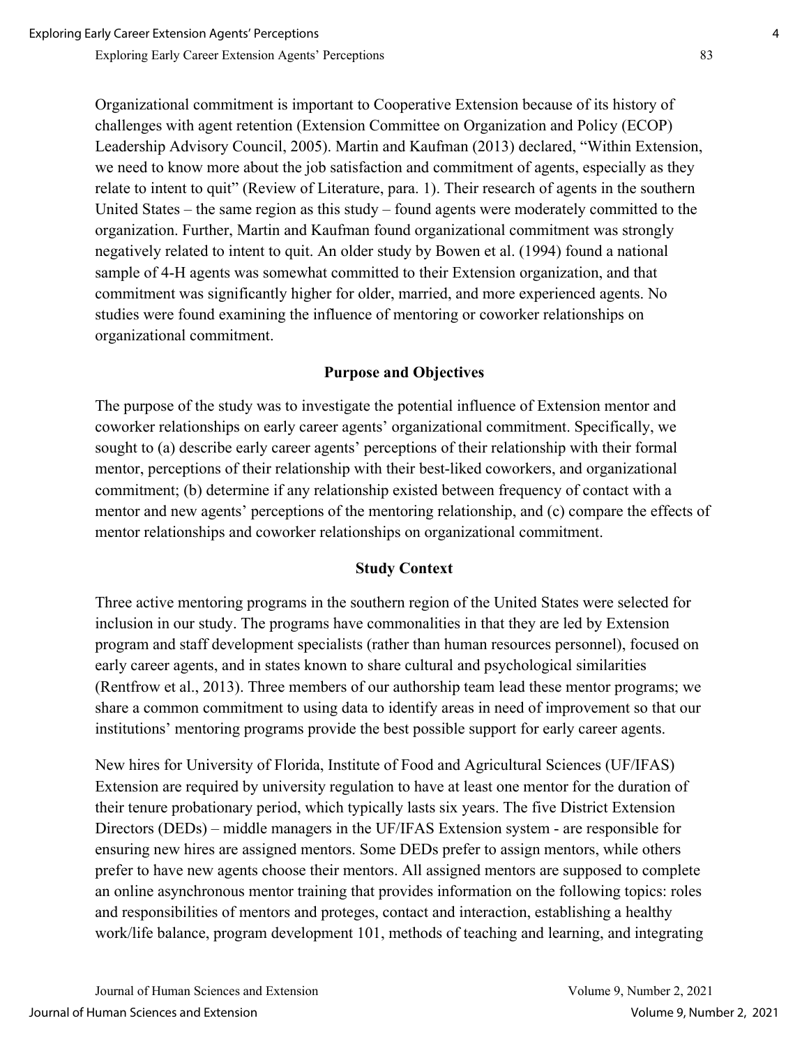Organizational commitment is important to Cooperative Extension because of its history of challenges with agent retention (Extension Committee on Organization and Policy (ECOP) Leadership Advisory Council, 2005). Martin and Kaufman (2013) declared, "Within Extension, we need to know more about the job satisfaction and commitment of agents, especially as they relate to intent to quit" (Review of Literature, para. 1). Their research of agents in the southern United States – the same region as this study – found agents were moderately committed to the organization. Further, Martin and Kaufman found organizational commitment was strongly negatively related to intent to quit. An older study by Bowen et al. (1994) found a national sample of 4-H agents was somewhat committed to their Extension organization, and that commitment was significantly higher for older, married, and more experienced agents. No studies were found examining the influence of mentoring or coworker relationships on organizational commitment.

## Purpose and Objectives

The purpose of the study was to investigate the potential influence of Extension mentor and coworker relationships on early career agents' organizational commitment. Specifically, we sought to (a) describe early career agents' perceptions of their relationship with their formal mentor, perceptions of their relationship with their best-liked coworkers, and organizational commitment; (b) determine if any relationship existed between frequency of contact with a mentor and new agents' perceptions of the mentoring relationship, and (c) compare the effects of mentor relationships and coworker relationships on organizational commitment.

## Study Context

Three active mentoring programs in the southern region of the United States were selected for inclusion in our study. The programs have commonalities in that they are led by Extension program and staff development specialists (rather than human resources personnel), focused on early career agents, and in states known to share cultural and psychological similarities (Rentfrow et al., 2013). Three members of our authorship team lead these mentor programs; we share a common commitment to using data to identify areas in need of improvement so that our institutions' mentoring programs provide the best possible support for early career agents.

New hires for University of Florida, Institute of Food and Agricultural Sciences (UF/IFAS) Extension are required by university regulation to have at least one mentor for the duration of their tenure probationary period, which typically lasts six years. The five District Extension Directors (DEDs) – middle managers in the UF/IFAS Extension system - are responsible for ensuring new hires are assigned mentors. Some DEDs prefer to assign mentors, while others prefer to have new agents choose their mentors. All assigned mentors are supposed to complete an online asynchronous mentor training that provides information on the following topics: roles and responsibilities of mentors and proteges, contact and interaction, establishing a healthy work/life balance, program development 101, methods of teaching and learning, and integrating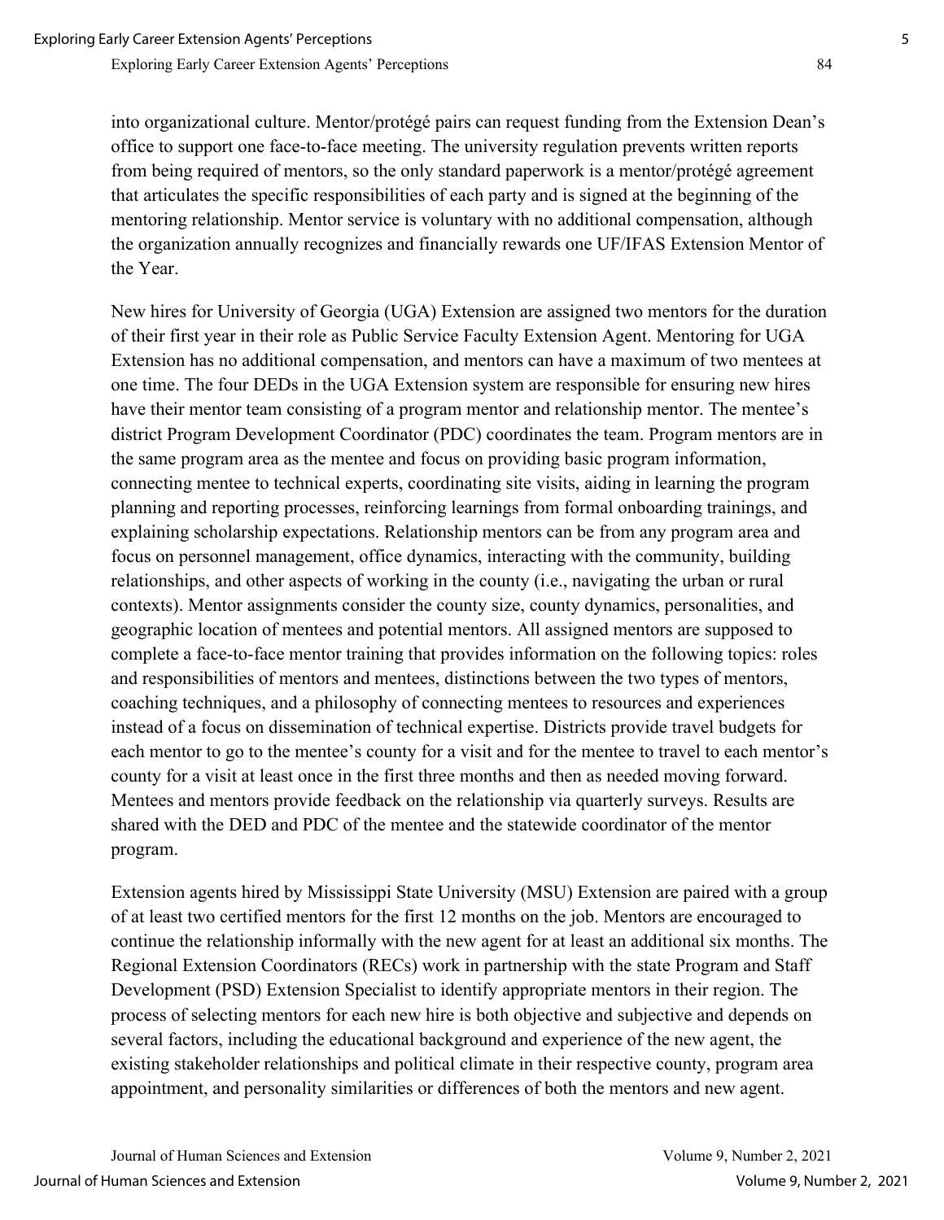into organizational culture. Mentor/protégé pairs can request funding from the Extension Dean's office to support one face-to-face meeting. The university regulation prevents written reports from being required of mentors, so the only standard paperwork is a mentor/protégé agreement that articulates the specific responsibilities of each party and is signed at the beginning of the mentoring relationship. Mentor service is voluntary with no additional compensation, although the organization annually recognizes and financially rewards one UF/IFAS Extension Mentor of the Year.

New hires for University of Georgia (UGA) Extension are assigned two mentors for the duration of their first year in their role as Public Service Faculty Extension Agent. Mentoring for UGA Extension has no additional compensation, and mentors can have a maximum of two mentees at one time. The four DEDs in the UGA Extension system are responsible for ensuring new hires have their mentor team consisting of a program mentor and relationship mentor. The mentee's district Program Development Coordinator (PDC) coordinates the team. Program mentors are in the same program area as the mentee and focus on providing basic program information, connecting mentee to technical experts, coordinating site visits, aiding in learning the program planning and reporting processes, reinforcing learnings from formal onboarding trainings, and explaining scholarship expectations. Relationship mentors can be from any program area and focus on personnel management, office dynamics, interacting with the community, building relationships, and other aspects of working in the county (i.e., navigating the urban or rural contexts). Mentor assignments consider the county size, county dynamics, personalities, and geographic location of mentees and potential mentors. All assigned mentors are supposed to complete a face-to-face mentor training that provides information on the following topics: roles and responsibilities of mentors and mentees, distinctions between the two types of mentors, coaching techniques, and a philosophy of connecting mentees to resources and experiences instead of a focus on dissemination of technical expertise. Districts provide travel budgets for each mentor to go to the mentee's county for a visit and for the mentee to travel to each mentor's county for a visit at least once in the first three months and then as needed moving forward. Mentees and mentors provide feedback on the relationship via quarterly surveys. Results are shared with the DED and PDC of the mentee and the statewide coordinator of the mentor program.

Extension agents hired by Mississippi State University (MSU) Extension are paired with a group of at least two certified mentors for the first 12 months on the job. Mentors are encouraged to continue the relationship informally with the new agent for at least an additional six months. The Regional Extension Coordinators (RECs) work in partnership with the state Program and Staff Development (PSD) Extension Specialist to identify appropriate mentors in their region. The process of selecting mentors for each new hire is both objective and subjective and depends on several factors, including the educational background and experience of the new agent, the existing stakeholder relationships and political climate in their respective county, program area appointment, and personality similarities or differences of both the mentors and new agent.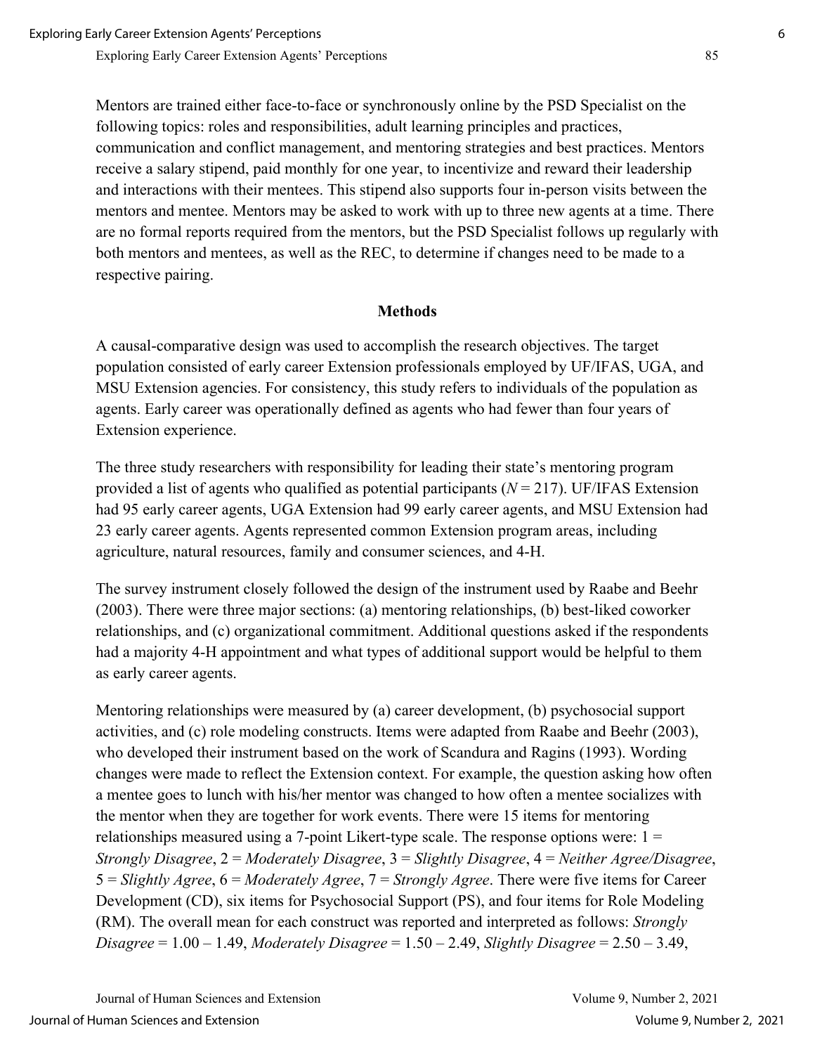Mentors are trained either face-to-face or synchronously online by the PSD Specialist on the following topics: roles and responsibilities, adult learning principles and practices, communication and conflict management, and mentoring strategies and best practices. Mentors receive a salary stipend, paid monthly for one year, to incentivize and reward their leadership and interactions with their mentees. This stipend also supports four in-person visits between the mentors and mentee. Mentors may be asked to work with up to three new agents at a time. There are no formal reports required from the mentors, but the PSD Specialist follows up regularly with both mentors and mentees, as well as the REC, to determine if changes need to be made to a respective pairing.

## Methods

A causal-comparative design was used to accomplish the research objectives. The target population consisted of early career Extension professionals employed by UF/IFAS, UGA, and MSU Extension agencies. For consistency, this study refers to individuals of the population as agents. Early career was operationally defined as agents who had fewer than four years of Extension experience.

The three study researchers with responsibility for leading their state's mentoring program provided a list of agents who qualified as potential participants ($N = 217$). UF/IFAS Extension had 95 early career agents, UGA Extension had 99 early career agents, and MSU Extension had 23 early career agents. Agents represented common Extension program areas, including agriculture, natural resources, family and consumer sciences, and 4-H.

The survey instrument closely followed the design of the instrument used by Raabe and Beehr (2003). There were three major sections: (a) mentoring relationships, (b) best-liked coworker relationships, and (c) organizational commitment. Additional questions asked if the respondents had a majority 4-H appointment and what types of additional support would be helpful to them as early career agents.

Mentoring relationships were measured by (a) career development, (b) psychosocial support activities, and (c) role modeling constructs. Items were adapted from Raabe and Beehr (2003), who developed their instrument based on the work of Scandura and Ragins (1993). Wording changes were made to reflect the Extension context. For example, the question asking how often a mentee goes to lunch with his/her mentor was changed to how often a mentee socializes with the mentor when they are together for work events. There were 15 items for mentoring relationships measured using a 7-point Likert-type scale. The response options were: 1 = *Strongly Disagree*, 2 = *Moderately Disagree*, 3 = *Slightly Disagree*, 4 = *Neither Agree/Disagree*, 5 = *Slightly Agree*, 6 = *Moderately Agree*, 7 = *Strongly Agree*. There were five items for Career Development (CD), six items for Psychosocial Support (PS), and four items for Role Modeling (RM). The overall mean for each construct was reported and interpreted as follows: *Strongly Disagree* = 1.00 – 1.49, *Moderately Disagree* = 1.50 – 2.49, *Slightly Disagree* = 2.50 – 3.49,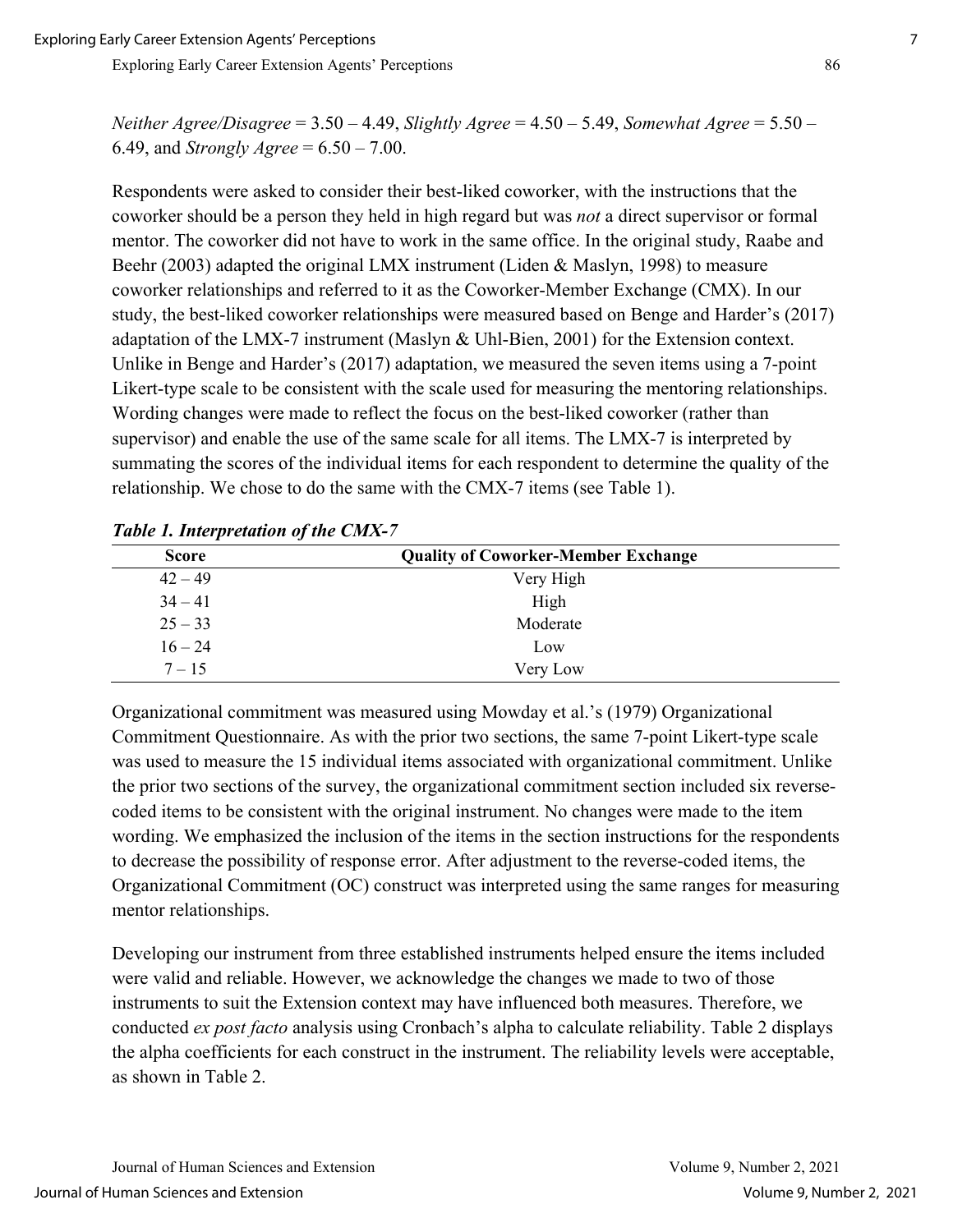*Neither Agree/Disagree* = 3.50 – 4.49, *Slightly Agree* = 4.50 – 5.49, *Somewhat Agree* = 5.50 – 6.49, and *Strongly Agree* = 6.50 – 7.00.

Respondents were asked to consider their best-liked coworker, with the instructions that the coworker should be a person they held in high regard but was *not* a direct supervisor or formal mentor. The coworker did not have to work in the same office. In the original study, Raabe and Beehr (2003) adapted the original LMX instrument (Liden & Maslyn, 1998) to measure coworker relationships and referred to it as the Coworker-Member Exchange (CMX). In our study, the best-liked coworker relationships were measured based on Benge and Harder's (2017) adaptation of the LMX-7 instrument (Maslyn & Uhl-Bien, 2001) for the Extension context. Unlike in Benge and Harder's (2017) adaptation, we measured the seven items using a 7-point Likert-type scale to be consistent with the scale used for measuring the mentoring relationships. Wording changes were made to reflect the focus on the best-liked coworker (rather than supervisor) and enable the use of the same scale for all items. The LMX-7 is interpreted by summating the scores of the individual items for each respondent to determine the quality of the relationship. We chose to do the same with the CMX-7 items (see Table 1).

***Table 1. Interpretation of the CMX-7***

| Score | Quality of Coworker-Member Exchange |
|---|---|
| 42 – 49 | Very High |
| 34 – 41 | High |
| 25 – 33 | Moderate |
| 16 – 24 | Low |
| 7 – 15 | Very Low |

Organizational commitment was measured using Mowday et al.'s (1979) Organizational Commitment Questionnaire. As with the prior two sections, the same 7-point Likert-type scale was used to measure the 15 individual items associated with organizational commitment. Unlike the prior two sections of the survey, the organizational commitment section included six reverse-coded items to be consistent with the original instrument. No changes were made to the item wording. We emphasized the inclusion of the items in the section instructions for the respondents to decrease the possibility of response error. After adjustment to the reverse-coded items, the Organizational Commitment (OC) construct was interpreted using the same ranges for measuring mentor relationships.

Developing our instrument from three established instruments helped ensure the items included were valid and reliable. However, we acknowledge the changes we made to two of those instruments to suit the Extension context may have influenced both measures. Therefore, we conducted *ex post facto* analysis using Cronbach's alpha to calculate reliability. Table 2 displays the alpha coefficients for each construct in the instrument. The reliability levels were acceptable, as shown in Table 2.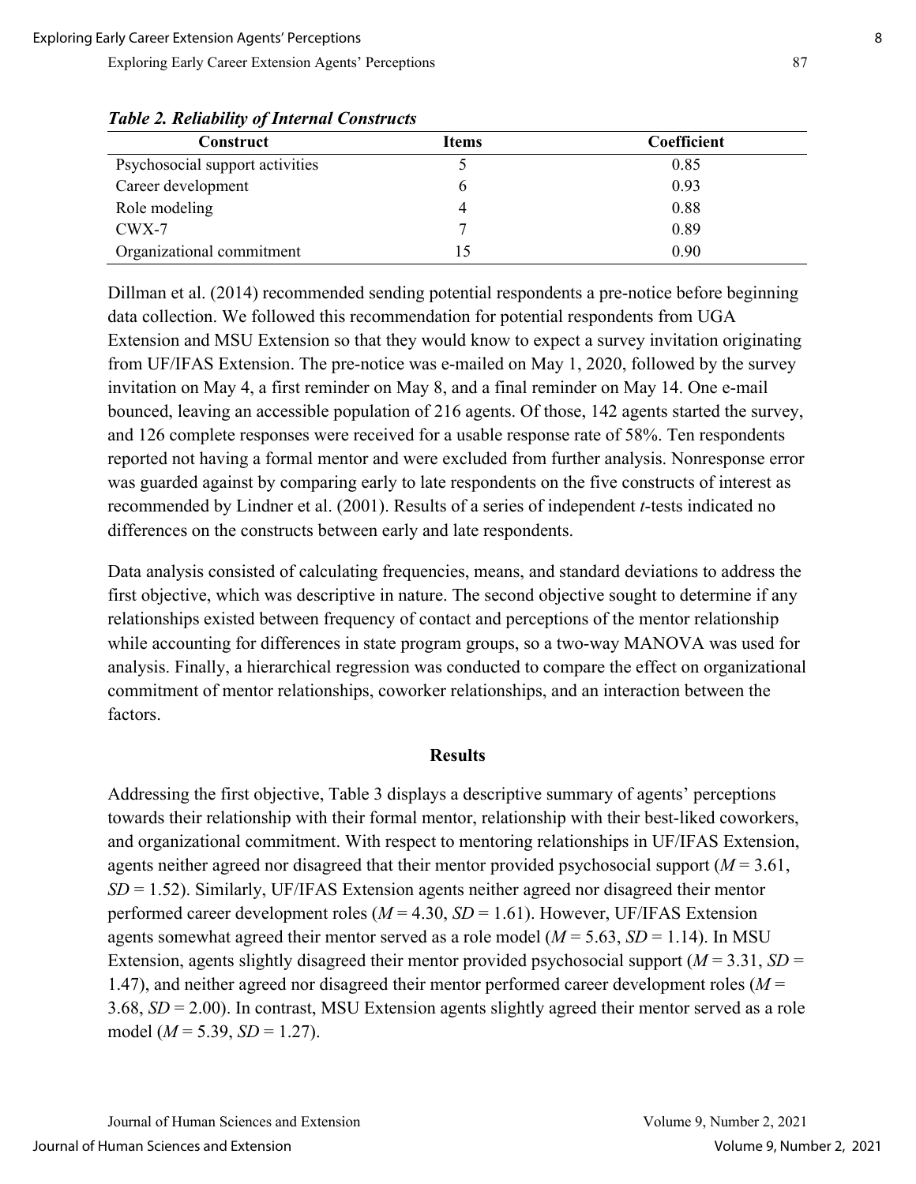***Table 2. Reliability of Internal Constructs***

| Construct | Items | Coefficient |
|---|---|---|
| Psychosocial support activities | 5 | 0.85 |
| Career development | 6 | 0.93 |
| Role modeling | 4 | 0.88 |
| CWX-7 | 7 | 0.89 |
| Organizational commitment | 15 | 0.90 |

Dillman et al. (2014) recommended sending potential respondents a pre-notice before beginning data collection. We followed this recommendation for potential respondents from UGA Extension and MSU Extension so that they would know to expect a survey invitation originating from UF/IFAS Extension. The pre-notice was e-mailed on May 1, 2020, followed by the survey invitation on May 4, a first reminder on May 8, and a final reminder on May 14. One e-mail bounced, leaving an accessible population of 216 agents. Of those, 142 agents started the survey, and 126 complete responses were received for a usable response rate of 58%. Ten respondents reported not having a formal mentor and were excluded from further analysis. Nonresponse error was guarded against by comparing early to late respondents on the five constructs of interest as recommended by Lindner et al. (2001). Results of a series of independent *t*-tests indicated no differences on the constructs between early and late respondents.

Data analysis consisted of calculating frequencies, means, and standard deviations to address the first objective, which was descriptive in nature. The second objective sought to determine if any relationships existed between frequency of contact and perceptions of the mentor relationship while accounting for differences in state program groups, so a two-way MANOVA was used for analysis. Finally, a hierarchical regression was conducted to compare the effect on organizational commitment of mentor relationships, coworker relationships, and an interaction between the factors.

## Results

Addressing the first objective, Table 3 displays a descriptive summary of agents' perceptions towards their relationship with their formal mentor, relationship with their best-liked coworkers, and organizational commitment. With respect to mentoring relationships in UF/IFAS Extension, agents neither agreed nor disagreed that their mentor provided psychosocial support ($M$ = 3.61, $SD$ = 1.52). Similarly, UF/IFAS Extension agents neither agreed nor disagreed their mentor performed career development roles ($M$ = 4.30, $SD$ = 1.61). However, UF/IFAS Extension agents somewhat agreed their mentor served as a role model ($M$ = 5.63, $SD$ = 1.14). In MSU Extension, agents slightly disagreed their mentor provided psychosocial support ($M$ = 3.31, $SD$ = 1.47), and neither agreed nor disagreed their mentor performed career development roles ($M$ = 3.68, $SD$ = 2.00). In contrast, MSU Extension agents slightly agreed their mentor served as a role model ($M$ = 5.39, $SD$ = 1.27).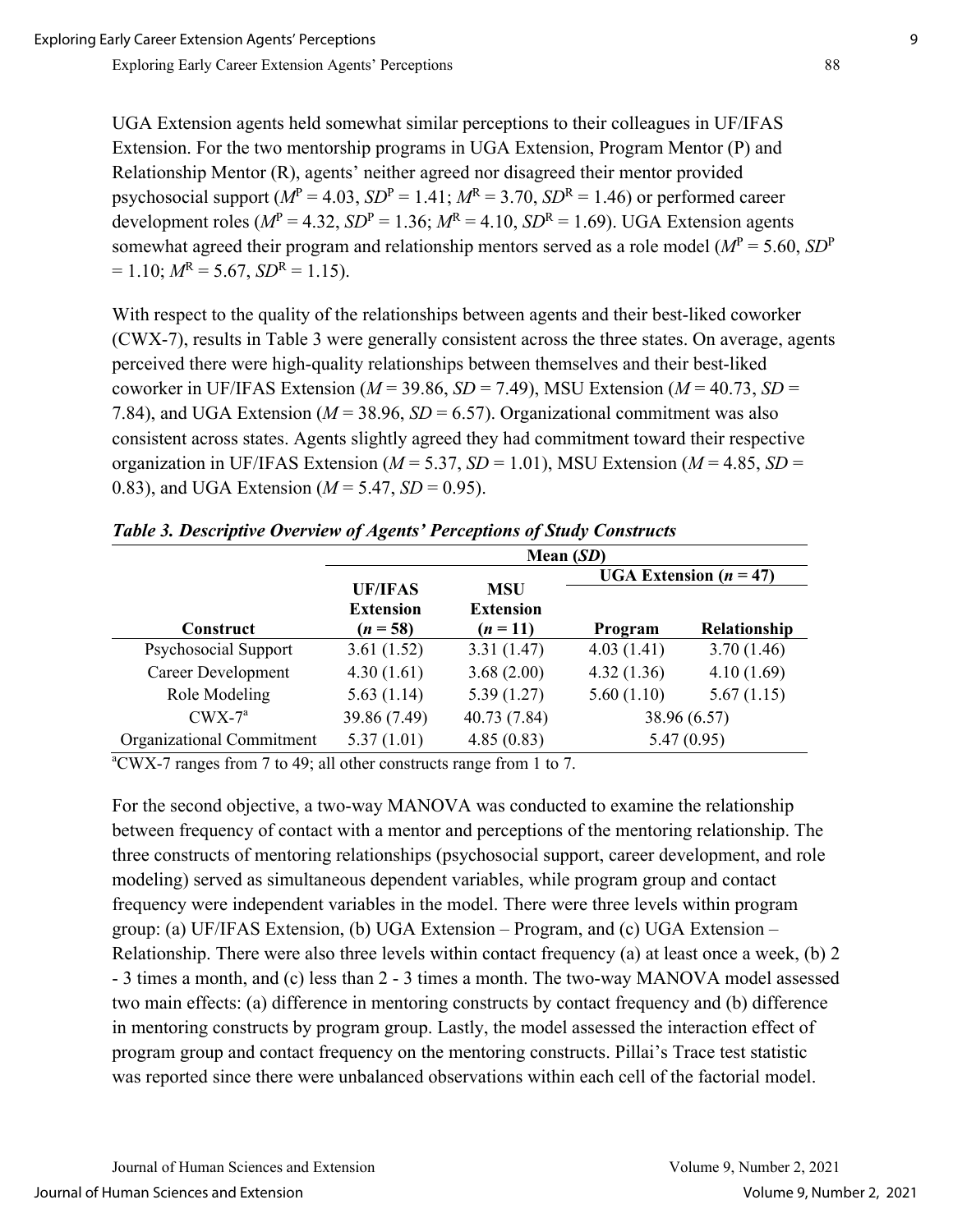UGA Extension agents held somewhat similar perceptions to their colleagues in UF/IFAS Extension. For the two mentorship programs in UGA Extension, Program Mentor (P) and Relationship Mentor (R), agents' neither agreed nor disagreed their mentor provided psychosocial support ($M^P = 4.03$, $SD^P = 1.41$; $M^R = 3.70$, $SD^R = 1.46$) or performed career development roles ($M^P = 4.32$, $SD^P = 1.36$; $M^R = 4.10$, $SD^R = 1.69$). UGA Extension agents somewhat agreed their program and relationship mentors served as a role model ($M^P = 5.60$, $SD^P = 1.10$; $M^R = 5.67$, $SD^R = 1.15$).

With respect to the quality of the relationships between agents and their best-liked coworker (CWX-7), results in Table 3 were generally consistent across the three states. On average, agents perceived there were high-quality relationships between themselves and their best-liked coworker in UF/IFAS Extension ($M = 39.86$, $SD = 7.49$), MSU Extension ($M = 40.73$, $SD = 7.84$), and UGA Extension ($M = 38.96$, $SD = 6.57$). Organizational commitment was also consistent across states. Agents slightly agreed they had commitment toward their respective organization in UF/IFAS Extension ($M = 5.37$, $SD = 1.01$), MSU Extension ($M = 4.85$, $SD = 0.83$), and UGA Extension ($M = 5.47$, $SD = 0.95$).

***Table 3. Descriptive Overview of Agents' Perceptions of Study Constructs***

| | Mean (*SD*) | | | |
|---|---|---|---|---|
| | | | UGA Extension ($n = 47$) | |
| Construct | UF/IFAS Extension ($n = 58$) | MSU Extension ($n = 11$) | Program | Relationship |
| Psychosocial Support | 3.61 (1.52) | 3.31 (1.47) | 4.03 (1.41) | 3.70 (1.46) |
| Career Development | 4.30 (1.61) | 3.68 (2.00) | 4.32 (1.36) | 4.10 (1.69) |
| Role Modeling | 5.63 (1.14) | 5.39 (1.27) | 5.60 (1.10) | 5.67 (1.15) |
| CWX-7[a] | 39.86 (7.49) | 40.73 (7.84) | 38.96 (6.57) | |
| Organizational Commitment | 5.37 (1.01) | 4.85 (0.83) | 5.47 (0.95) | |

[a]CWX-7 ranges from 7 to 49; all other constructs range from 1 to 7.

For the second objective, a two-way MANOVA was conducted to examine the relationship between frequency of contact with a mentor and perceptions of the mentoring relationship. The three constructs of mentoring relationships (psychosocial support, career development, and role modeling) served as simultaneous dependent variables, while program group and contact frequency were independent variables in the model. There were three levels within program group: (a) UF/IFAS Extension, (b) UGA Extension – Program, and (c) UGA Extension – Relationship. There were also three levels within contact frequency (a) at least once a week, (b) 2 - 3 times a month, and (c) less than 2 - 3 times a month. The two-way MANOVA model assessed two main effects: (a) difference in mentoring constructs by contact frequency and (b) difference in mentoring constructs by program group. Lastly, the model assessed the interaction effect of program group and contact frequency on the mentoring constructs. Pillai's Trace test statistic was reported since there were unbalanced observations within each cell of the factorial model.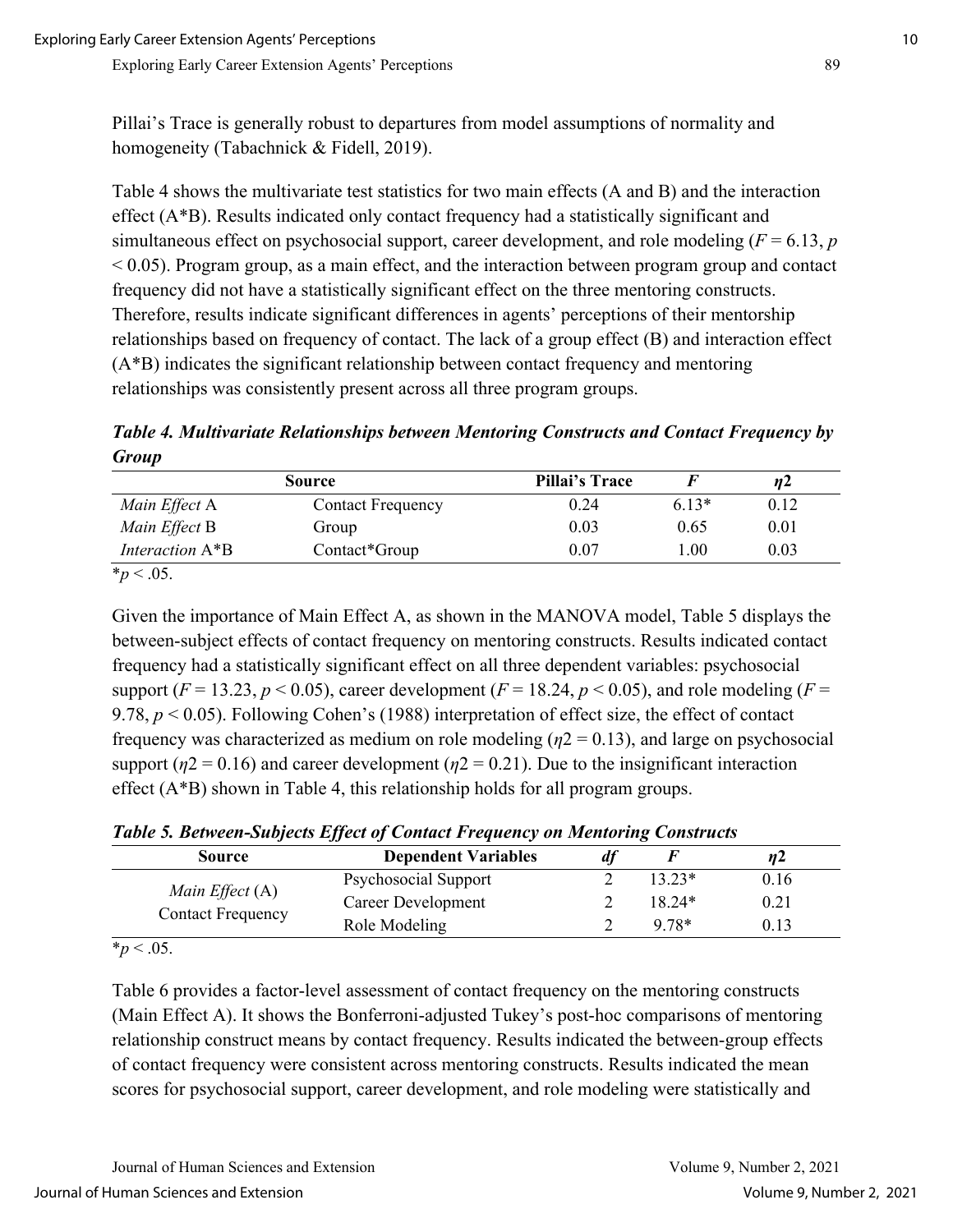Pillai's Trace is generally robust to departures from model assumptions of normality and homogeneity (Tabachnick & Fidell, 2019).

Table 4 shows the multivariate test statistics for two main effects (A and B) and the interaction effect (A*B). Results indicated only contact frequency had a statistically significant and simultaneous effect on psychosocial support, career development, and role modeling ($F = 6.13$, $p < 0.05$). Program group, as a main effect, and the interaction between program group and contact frequency did not have a statistically significant effect on the three mentoring constructs. Therefore, results indicate significant differences in agents' perceptions of their mentorship relationships based on frequency of contact. The lack of a group effect (B) and interaction effect (A*B) indicates the significant relationship between contact frequency and mentoring relationships was consistently present across all three program groups.

***Table 4. Multivariate Relationships between Mentoring Constructs and Contact Frequency by Group***

| Source | | Pillai's Trace | $F$ | $\eta 2$ |
|---|---|---|---|---|
| *Main Effect* A | Contact Frequency | 0.24 | 6.13* | 0.12 |
| *Main Effect* B | Group | 0.03 | 0.65 | 0.01 |
| *Interaction* A*B | Contact*Group | 0.07 | 1.00 | 0.03 |

*$p < .05$.

Given the importance of Main Effect A, as shown in the MANOVA model, Table 5 displays the between-subject effects of contact frequency on mentoring constructs. Results indicated contact frequency had a statistically significant effect on all three dependent variables: psychosocial support ($F = 13.23$, $p < 0.05$), career development ($F = 18.24$, $p < 0.05$), and role modeling ($F = 9.78$, $p < 0.05$). Following Cohen's (1988) interpretation of effect size, the effect of contact frequency was characterized as medium on role modeling ($\eta 2 = 0.13$), and large on psychosocial support ($\eta 2 = 0.16$) and career development ($\eta 2 = 0.21$). Due to the insignificant interaction effect (A*B) shown in Table 4, this relationship holds for all program groups.

***Table 5. Between-Subjects Effect of Contact Frequency on Mentoring Constructs***

| Source | Dependent Variables | $df$ | $F$ | $\eta 2$ |
|---|---|---|---|---|
| *Main Effect* (A) Contact Frequency | Psychosocial Support | 2 | 13.23* | 0.16 |
| | Career Development | 2 | 18.24* | 0.21 |
| | Role Modeling | 2 | 9.78* | 0.13 |

*$p < .05$.

Table 6 provides a factor-level assessment of contact frequency on the mentoring constructs (Main Effect A). It shows the Bonferroni-adjusted Tukey's post-hoc comparisons of mentoring relationship construct means by contact frequency. Results indicated the between-group effects of contact frequency were consistent across mentoring constructs. Results indicated the mean scores for psychosocial support, career development, and role modeling were statistically and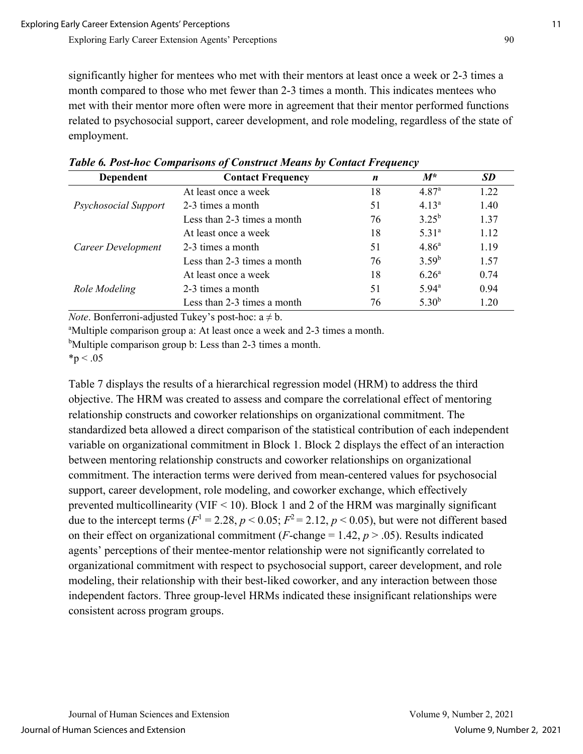significantly higher for mentees who met with their mentors at least once a week or 2-3 times a month compared to those who met fewer than 2-3 times a month. This indicates mentees who met with their mentor more often were more in agreement that their mentor performed functions related to psychosocial support, career development, and role modeling, regardless of the state of employment.

***Table 6. Post-hoc Comparisons of Construct Means by Contact Frequency***

| Dependent | Contact Frequency | *n* | *M** | *SD* |
|---|---|---|---|---|
| | At least once a week | 18 | 4.87[a] | 1.22 |
| *Psychosocial Support* | 2-3 times a month | 51 | 4.13[a] | 1.40 |
| | Less than 2-3 times a month | 76 | 3.25[b] | 1.37 |
| | At least once a week | 18 | 5.31[a] | 1.12 |
| *Career Development* | 2-3 times a month | 51 | 4.86[a] | 1.19 |
| | Less than 2-3 times a month | 76 | 3.59[b] | 1.57 |
| | At least once a week | 18 | 6.26[a] | 0.74 |
| *Role Modeling* | 2-3 times a month | 51 | 5.94[a] | 0.94 |
| | Less than 2-3 times a month | 76 | 5.30[b] | 1.20 |

*Note*. Bonferroni-adjusted Tukey's post-hoc: a ≠ b.
[a]Multiple comparison group a: At least once a week and 2-3 times a month.
[b]Multiple comparison group b: Less than 2-3 times a month.
*$p < .05$

Table 7 displays the results of a hierarchical regression model (HRM) to address the third objective. The HRM was created to assess and compare the correlational effect of mentoring relationship constructs and coworker relationships on organizational commitment. The standardized beta allowed a direct comparison of the statistical contribution of each independent variable on organizational commitment in Block 1. Block 2 displays the effect of an interaction between mentoring relationship constructs and coworker relationships on organizational commitment. The interaction terms were derived from mean-centered values for psychosocial support, career development, role modeling, and coworker exchange, which effectively prevented multicollinearity (VIF < 10). Block 1 and 2 of the HRM was marginally significant due to the intercept terms ($F^1 = 2.28$, $p < 0.05$; $F^2 = 2.12$, $p < 0.05$), but were not different based on their effect on organizational commitment ($F$-change = 1.42, $p > .05$). Results indicated agents' perceptions of their mentee-mentor relationship were not significantly correlated to organizational commitment with respect to psychosocial support, career development, and role modeling, their relationship with their best-liked coworker, and any interaction between those independent factors. Three group-level HRMs indicated these insignificant relationships were consistent across program groups.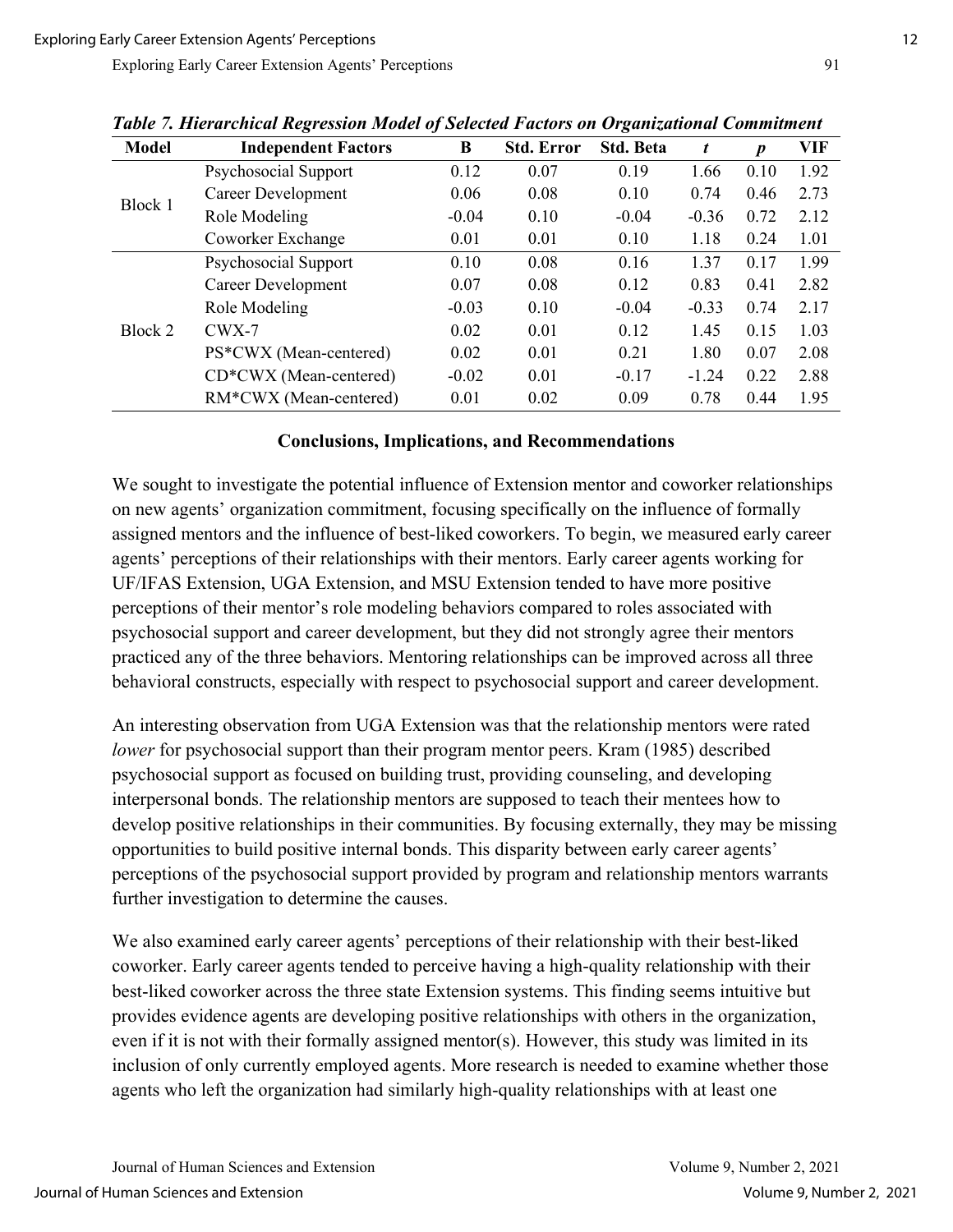*Table 7. Hierarchical Regression Model of Selected Factors on Organizational Commitment*

| Model | Independent Factors | B | Std. Error | Std. Beta | *t* | *p* | VIF |
|---|---|---|---|---|---|---|---|
| Block 1 | Psychosocial Support | 0.12 | 0.07 | 0.19 | 1.66 | 0.10 | 1.92 |
| | Career Development | 0.06 | 0.08 | 0.10 | 0.74 | 0.46 | 2.73 |
| | Role Modeling | -0.04 | 0.10 | -0.04 | -0.36 | 0.72 | 2.12 |
| | Coworker Exchange | 0.01 | 0.01 | 0.10 | 1.18 | 0.24 | 1.01 |
| Block 2 | Psychosocial Support | 0.10 | 0.08 | 0.16 | 1.37 | 0.17 | 1.99 |
| | Career Development | 0.07 | 0.08 | 0.12 | 0.83 | 0.41 | 2.82 |
| | Role Modeling | -0.03 | 0.10 | -0.04 | -0.33 | 0.74 | 2.17 |
| | CWX-7 | 0.02 | 0.01 | 0.12 | 1.45 | 0.15 | 1.03 |
| | PS*CWX (Mean-centered) | 0.02 | 0.01 | 0.21 | 1.80 | 0.07 | 2.08 |
| | CD*CWX (Mean-centered) | -0.02 | 0.01 | -0.17 | -1.24 | 0.22 | 2.88 |
| | RM*CWX (Mean-centered) | 0.01 | 0.02 | 0.09 | 0.78 | 0.44 | 1.95 |

## Conclusions, Implications, and Recommendations

We sought to investigate the potential influence of Extension mentor and coworker relationships on new agents' organization commitment, focusing specifically on the influence of formally assigned mentors and the influence of best-liked coworkers. To begin, we measured early career agents' perceptions of their relationships with their mentors. Early career agents working for UF/IFAS Extension, UGA Extension, and MSU Extension tended to have more positive perceptions of their mentor's role modeling behaviors compared to roles associated with psychosocial support and career development, but they did not strongly agree their mentors practiced any of the three behaviors. Mentoring relationships can be improved across all three behavioral constructs, especially with respect to psychosocial support and career development.

An interesting observation from UGA Extension was that the relationship mentors were rated *lower* for psychosocial support than their program mentor peers. Kram (1985) described psychosocial support as focused on building trust, providing counseling, and developing interpersonal bonds. The relationship mentors are supposed to teach their mentees how to develop positive relationships in their communities. By focusing externally, they may be missing opportunities to build positive internal bonds. This disparity between early career agents' perceptions of the psychosocial support provided by program and relationship mentors warrants further investigation to determine the causes.

We also examined early career agents' perceptions of their relationship with their best-liked coworker. Early career agents tended to perceive having a high-quality relationship with their best-liked coworker across the three state Extension systems. This finding seems intuitive but provides evidence agents are developing positive relationships with others in the organization, even if it is not with their formally assigned mentor(s). However, this study was limited in its inclusion of only currently employed agents. More research is needed to examine whether those agents who left the organization had similarly high-quality relationships with at least one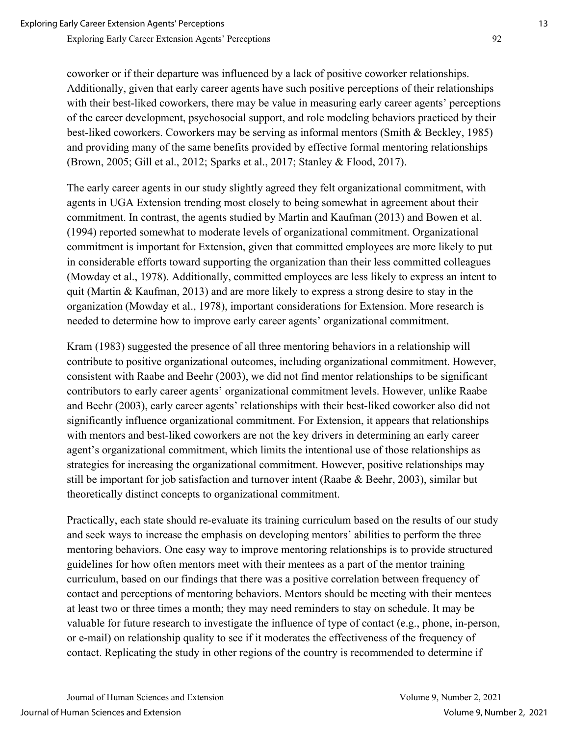coworker or if their departure was influenced by a lack of positive coworker relationships. Additionally, given that early career agents have such positive perceptions of their relationships with their best-liked coworkers, there may be value in measuring early career agents' perceptions of the career development, psychosocial support, and role modeling behaviors practiced by their best-liked coworkers. Coworkers may be serving as informal mentors (Smith & Beckley, 1985) and providing many of the same benefits provided by effective formal mentoring relationships (Brown, 2005; Gill et al., 2012; Sparks et al., 2017; Stanley & Flood, 2017).

The early career agents in our study slightly agreed they felt organizational commitment, with agents in UGA Extension trending most closely to being somewhat in agreement about their commitment. In contrast, the agents studied by Martin and Kaufman (2013) and Bowen et al. (1994) reported somewhat to moderate levels of organizational commitment. Organizational commitment is important for Extension, given that committed employees are more likely to put in considerable efforts toward supporting the organization than their less committed colleagues (Mowday et al., 1978). Additionally, committed employees are less likely to express an intent to quit (Martin & Kaufman, 2013) and are more likely to express a strong desire to stay in the organization (Mowday et al., 1978), important considerations for Extension. More research is needed to determine how to improve early career agents' organizational commitment.

Kram (1983) suggested the presence of all three mentoring behaviors in a relationship will contribute to positive organizational outcomes, including organizational commitment. However, consistent with Raabe and Beehr (2003), we did not find mentor relationships to be significant contributors to early career agents' organizational commitment levels. However, unlike Raabe and Beehr (2003), early career agents' relationships with their best-liked coworker also did not significantly influence organizational commitment. For Extension, it appears that relationships with mentors and best-liked coworkers are not the key drivers in determining an early career agent's organizational commitment, which limits the intentional use of those relationships as strategies for increasing the organizational commitment. However, positive relationships may still be important for job satisfaction and turnover intent (Raabe & Beehr, 2003), similar but theoretically distinct concepts to organizational commitment.

Practically, each state should re-evaluate its training curriculum based on the results of our study and seek ways to increase the emphasis on developing mentors' abilities to perform the three mentoring behaviors. One easy way to improve mentoring relationships is to provide structured guidelines for how often mentors meet with their mentees as a part of the mentor training curriculum, based on our findings that there was a positive correlation between frequency of contact and perceptions of mentoring behaviors. Mentors should be meeting with their mentees at least two or three times a month; they may need reminders to stay on schedule. It may be valuable for future research to investigate the influence of type of contact (e.g., phone, in-person, or e-mail) on relationship quality to see if it moderates the effectiveness of the frequency of contact. Replicating the study in other regions of the country is recommended to determine if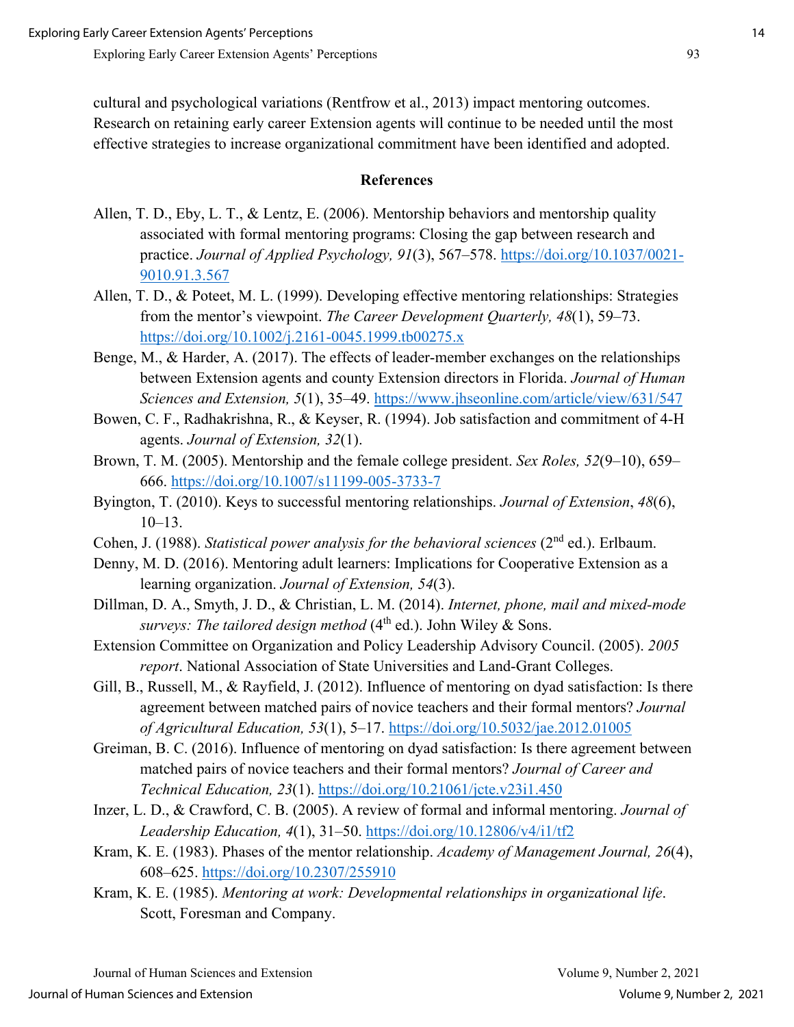cultural and psychological variations (Rentfrow et al., 2013) impact mentoring outcomes. Research on retaining early career Extension agents will continue to be needed until the most effective strategies to increase organizational commitment have been identified and adopted.

## References

Allen, T. D., Eby, L. T., & Lentz, E. (2006). Mentorship behaviors and mentorship quality associated with formal mentoring programs: Closing the gap between research and practice. *Journal of Applied Psychology, 91*(3), 567–578. https://doi.org/10.1037/0021-9010.91.3.567

Allen, T. D., & Poteet, M. L. (1999). Developing effective mentoring relationships: Strategies from the mentor's viewpoint. *The Career Development Quarterly, 48*(1), 59–73. https://doi.org/10.1002/j.2161-0045.1999.tb00275.x

Benge, M., & Harder, A. (2017). The effects of leader-member exchanges on the relationships between Extension agents and county Extension directors in Florida. *Journal of Human Sciences and Extension, 5*(1), 35–49. https://www.jhseonline.com/article/view/631/547

Bowen, C. F., Radhakrishna, R., & Keyser, R. (1994). Job satisfaction and commitment of 4-H agents. *Journal of Extension, 32*(1).

Brown, T. M. (2005). Mentorship and the female college president. *Sex Roles, 52*(9–10), 659–666. https://doi.org/10.1007/s11199-005-3733-7

Byington, T. (2010). Keys to successful mentoring relationships. *Journal of Extension*, *48*(6), 10–13.

Cohen, J. (1988). *Statistical power analysis for the behavioral sciences* (2nd ed.). Erlbaum.

Denny, M. D. (2016). Mentoring adult learners: Implications for Cooperative Extension as a learning organization. *Journal of Extension, 54*(3).

Dillman, D. A., Smyth, J. D., & Christian, L. M. (2014). *Internet, phone, mail and mixed-mode surveys: The tailored design method* (4th ed.). John Wiley & Sons.

Extension Committee on Organization and Policy Leadership Advisory Council. (2005). *2005 report*. National Association of State Universities and Land-Grant Colleges.

Gill, B., Russell, M., & Rayfield, J. (2012). Influence of mentoring on dyad satisfaction: Is there agreement between matched pairs of novice teachers and their formal mentors? *Journal of Agricultural Education, 53*(1), 5–17. https://doi.org/10.5032/jae.2012.01005

Greiman, B. C. (2016). Influence of mentoring on dyad satisfaction: Is there agreement between matched pairs of novice teachers and their formal mentors? *Journal of Career and Technical Education, 23*(1). https://doi.org/10.21061/jcte.v23i1.450

Inzer, L. D., & Crawford, C. B. (2005). A review of formal and informal mentoring. *Journal of Leadership Education, 4*(1), 31–50. https://doi.org/10.12806/v4/i1/tf2

Kram, K. E. (1983). Phases of the mentor relationship. *Academy of Management Journal, 26*(4), 608–625. https://doi.org/10.2307/255910

Kram, K. E. (1985). *Mentoring at work: Developmental relationships in organizational life*. Scott, Foresman and Company.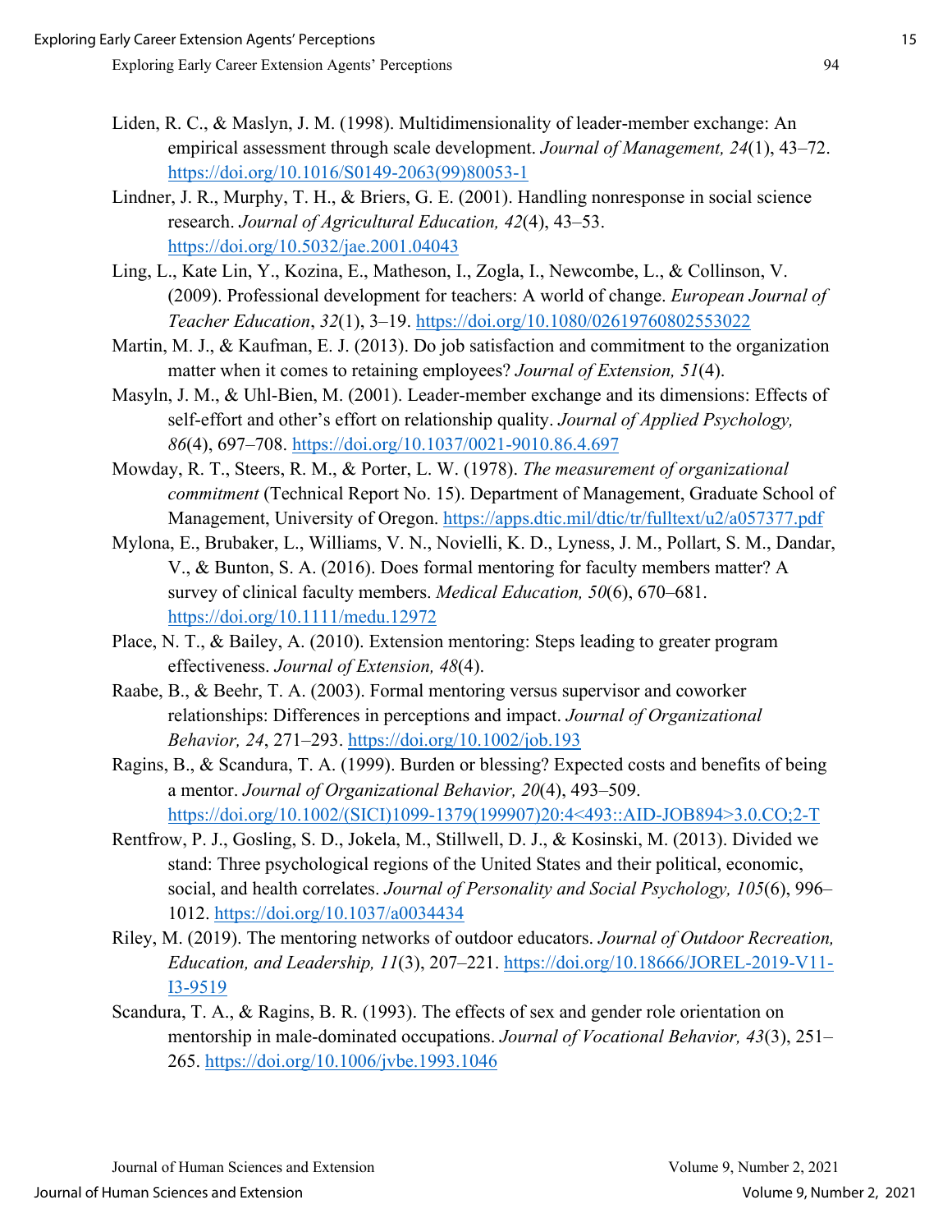Liden, R. C., & Maslyn, J. M. (1998). Multidimensionality of leader-member exchange: An empirical assessment through scale development. *Journal of Management, 24*(1), 43–72. https://doi.org/10.1016/S0149-2063(99)80053-1

Lindner, J. R., Murphy, T. H., & Briers, G. E. (2001). Handling nonresponse in social science research. *Journal of Agricultural Education, 42*(4), 43–53. https://doi.org/10.5032/jae.2001.04043

Ling, L., Kate Lin, Y., Kozina, E., Matheson, I., Zogla, I., Newcombe, L., & Collinson, V. (2009). Professional development for teachers: A world of change. *European Journal of Teacher Education*, *32*(1), 3–19. https://doi.org/10.1080/02619760802553022

Martin, M. J., & Kaufman, E. J. (2013). Do job satisfaction and commitment to the organization matter when it comes to retaining employees? *Journal of Extension, 51*(4).

Masyln, J. M., & Uhl-Bien, M. (2001). Leader-member exchange and its dimensions: Effects of self-effort and other's effort on relationship quality. *Journal of Applied Psychology, 86*(4), 697–708. https://doi.org/10.1037/0021-9010.86.4.697

Mowday, R. T., Steers, R. M., & Porter, L. W. (1978). *The measurement of organizational commitment* (Technical Report No. 15). Department of Management, Graduate School of Management, University of Oregon. https://apps.dtic.mil/dtic/tr/fulltext/u2/a057377.pdf

Mylona, E., Brubaker, L., Williams, V. N., Novielli, K. D., Lyness, J. M., Pollart, S. M., Dandar, V., & Bunton, S. A. (2016). Does formal mentoring for faculty members matter? A survey of clinical faculty members. *Medical Education, 50*(6), 670–681. https://doi.org/10.1111/medu.12972

Place, N. T., & Bailey, A. (2010). Extension mentoring: Steps leading to greater program effectiveness. *Journal of Extension, 48*(4).

Raabe, B., & Beehr, T. A. (2003). Formal mentoring versus supervisor and coworker relationships: Differences in perceptions and impact. *Journal of Organizational Behavior, 24*, 271–293. https://doi.org/10.1002/job.193

Ragins, B., & Scandura, T. A. (1999). Burden or blessing? Expected costs and benefits of being a mentor. *Journal of Organizational Behavior, 20*(4), 493–509. https://doi.org/10.1002/(SICI)1099-1379(199907)20:4<493::AID-JOB894>3.0.CO;2-T

Rentfrow, P. J., Gosling, S. D., Jokela, M., Stillwell, D. J., & Kosinski, M. (2013). Divided we stand: Three psychological regions of the United States and their political, economic, social, and health correlates. *Journal of Personality and Social Psychology, 105*(6), 996–1012. https://doi.org/10.1037/a0034434

Riley, M. (2019). The mentoring networks of outdoor educators. *Journal of Outdoor Recreation, Education, and Leadership, 11*(3), 207–221. https://doi.org/10.18666/JOREL-2019-V11-I3-9519

Scandura, T. A., & Ragins, B. R. (1993). The effects of sex and gender role orientation on mentorship in male-dominated occupations. *Journal of Vocational Behavior, 43*(3), 251–265. https://doi.org/10.1006/jvbe.1993.1046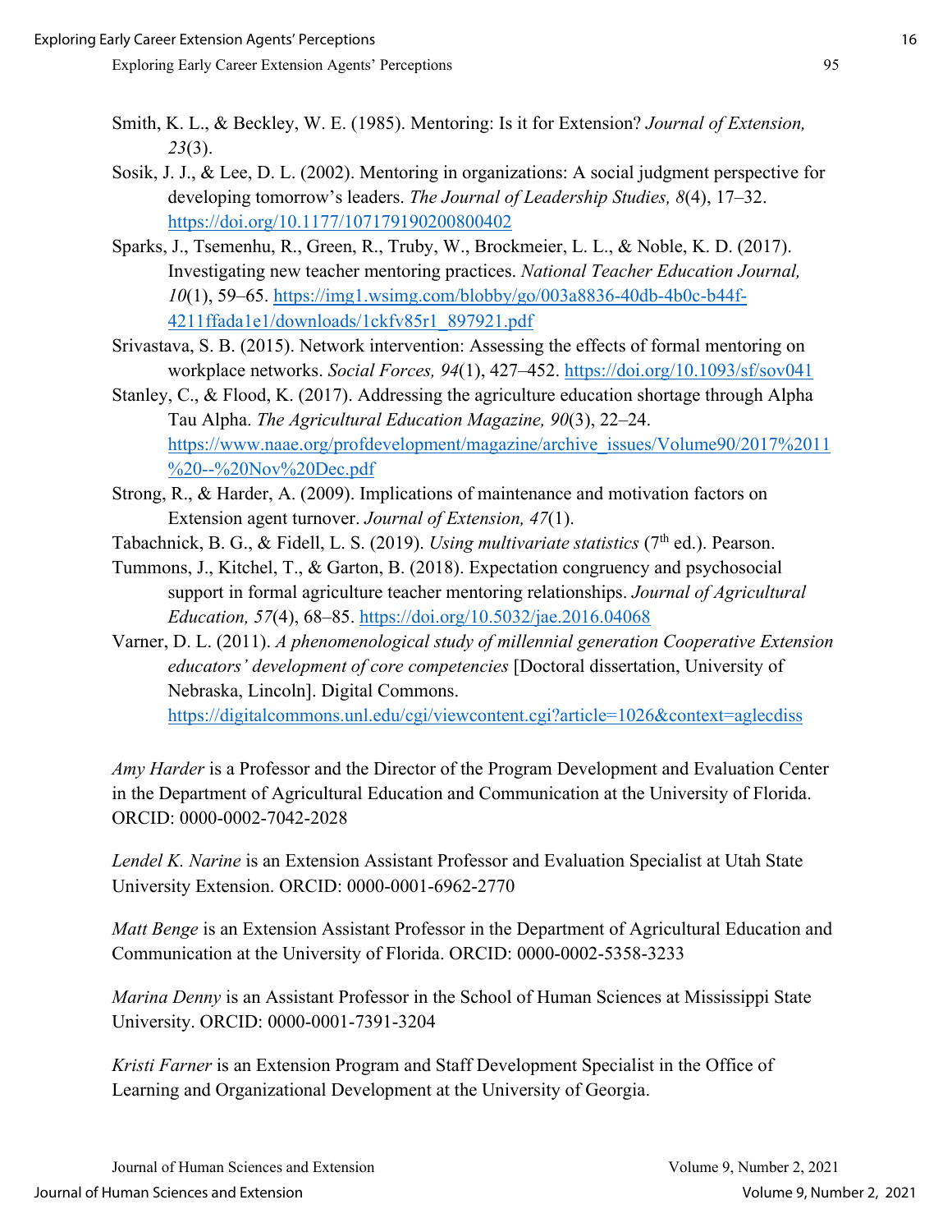Smith, K. L., & Beckley, W. E. (1985). Mentoring: Is it for Extension? *Journal of Extension, 23*(3).

Sosik, J. J., & Lee, D. L. (2002). Mentoring in organizations: A social judgment perspective for developing tomorrow's leaders. *The Journal of Leadership Studies, 8*(4), 17–32. https://doi.org/10.1177/107179190200800402

Sparks, J., Tsemenhu, R., Green, R., Truby, W., Brockmeier, L. L., & Noble, K. D. (2017). Investigating new teacher mentoring practices. *National Teacher Education Journal, 10*(1), 59–65. https://img1.wsimg.com/blobby/go/003a8836-40db-4b0c-b44f-4211ffada1e1/downloads/1ckfv85r1_897921.pdf

Srivastava, S. B. (2015). Network intervention: Assessing the effects of formal mentoring on workplace networks. *Social Forces, 94*(1), 427–452. https://doi.org/10.1093/sf/sov041

Stanley, C., & Flood, K. (2017). Addressing the agriculture education shortage through Alpha Tau Alpha. *The Agricultural Education Magazine, 90*(3), 22–24. https://www.naae.org/profdevelopment/magazine/archive_issues/Volume90/2017%2011%20--%20Nov%20Dec.pdf

Strong, R., & Harder, A. (2009). Implications of maintenance and motivation factors on Extension agent turnover. *Journal of Extension, 47*(1).

Tabachnick, B. G., & Fidell, L. S. (2019). *Using multivariate statistics* (7th ed.). Pearson.

Tummons, J., Kitchel, T., & Garton, B. (2018). Expectation congruency and psychosocial support in formal agriculture teacher mentoring relationships. *Journal of Agricultural Education, 57*(4), 68–85. https://doi.org/10.5032/jae.2016.04068

Varner, D. L. (2011). *A phenomenological study of millennial generation Cooperative Extension educators' development of core competencies* [Doctoral dissertation, University of Nebraska, Lincoln]. Digital Commons. https://digitalcommons.unl.edu/cgi/viewcontent.cgi?article=1026&context=aglecdiss

*Amy Harder* is a Professor and the Director of the Program Development and Evaluation Center in the Department of Agricultural Education and Communication at the University of Florida. ORCID: 0000-0002-7042-2028

*Lendel K. Narine* is an Extension Assistant Professor and Evaluation Specialist at Utah State University Extension. ORCID: 0000-0001-6962-2770

*Matt Benge* is an Extension Assistant Professor in the Department of Agricultural Education and Communication at the University of Florida. ORCID: 0000-0002-5358-3233

*Marina Denny* is an Assistant Professor in the School of Human Sciences at Mississippi State University. ORCID: 0000-0001-7391-3204

*Kristi Farner* is an Extension Program and Staff Development Specialist in the Office of Learning and Organizational Development at the University of Georgia.